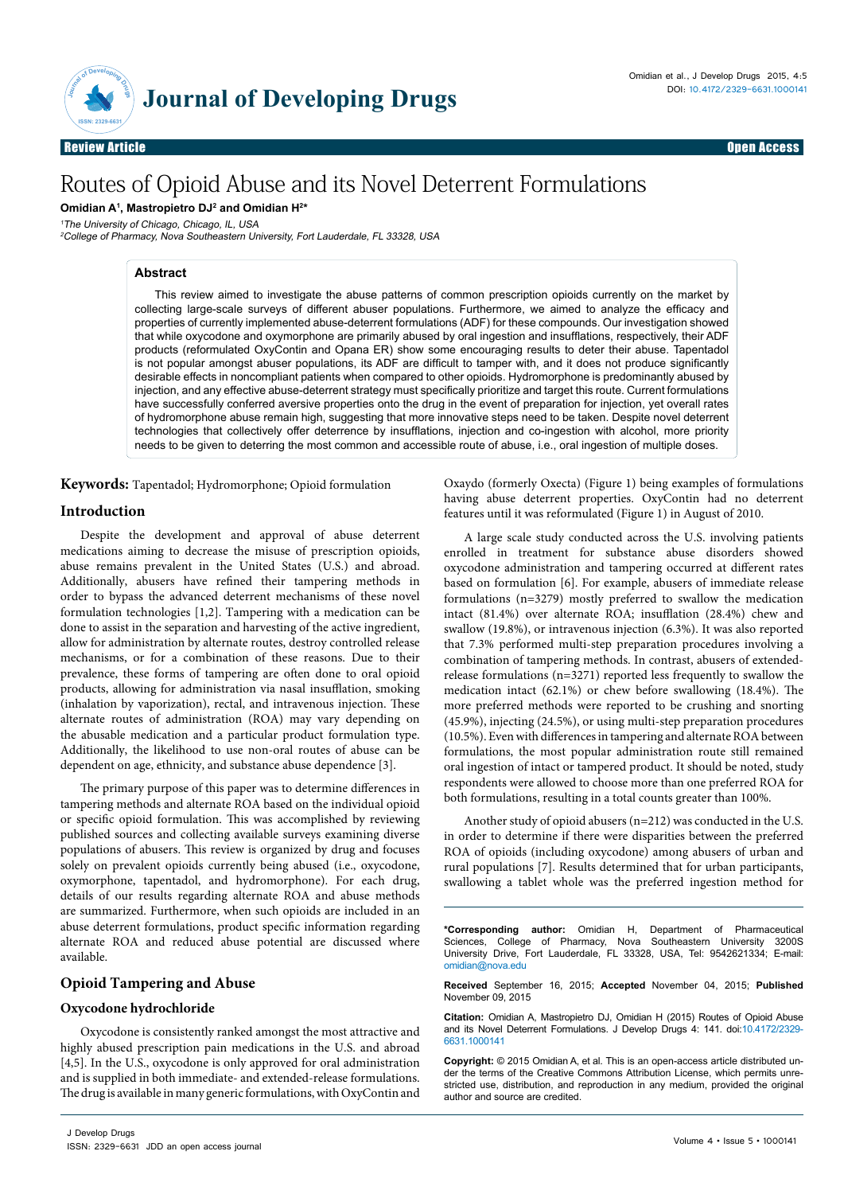Review Article — Open Access

# Routes of Opioid Abuse and its Novel Deterrent Formulations

**Omidian A[1], Mastropietro DJ[2] and Omidian H[2]***

[1]The University of Chicago, Chicago, IL, USA

[2]College of Pharmacy, Nova Southeastern University, Fort Lauderdale, FL 33328, USA

## Abstract

This review aimed to investigate the abuse patterns of common prescription opioids currently on the market by collecting large-scale surveys of different abuser populations. Furthermore, we aimed to analyze the efficacy and properties of currently implemented abuse-deterrent formulations (ADF) for these compounds. Our investigation showed that while oxycodone and oxymorphone are primarily abused by oral ingestion and insufflations, respectively, their ADF products (reformulated OxyContin and Opana ER) show some encouraging results to deter their abuse. Tapentadol is not popular amongst abuser populations, its ADF are difficult to tamper with, and it does not produce significantly desirable effects in noncompliant patients when compared to other opioids. Hydromorphone is predominantly abused by injection, and any effective abuse-deterrent strategy must specifically prioritize and target this route. Current formulations have successfully conferred aversive properties onto the drug in the event of preparation for injection, yet overall rates of hydromorphone abuse remain high, suggesting that more innovative steps need to be taken. Despite novel deterrent technologies that collectively offer deterrence by insufflations, injection and co-ingestion with alcohol, more priority needs to be given to deterring the most common and accessible route of abuse, i.e., oral ingestion of multiple doses.

**Keywords:** Tapentadol; Hydromorphone; Opioid formulation

## Introduction

Despite the development and approval of abuse deterrent medications aiming to decrease the misuse of prescription opioids, abuse remains prevalent in the United States (U.S.) and abroad. Additionally, abusers have refined their tampering methods in order to bypass the advanced deterrent mechanisms of these novel formulation technologies [1,2]. Tampering with a medication can be done to assist in the separation and harvesting of the active ingredient, allow for administration by alternate routes, destroy controlled release mechanisms, or for a combination of these reasons. Due to their prevalence, these forms of tampering are often done to oral opioid products, allowing for administration via nasal insufflation, smoking (inhalation by vaporization), rectal, and intravenous injection. These alternate routes of administration (ROA) may vary depending on the abusable medication and a particular product formulation type. Additionally, the likelihood to use non-oral routes of abuse can be dependent on age, ethnicity, and substance abuse dependence [3].

The primary purpose of this paper was to determine differences in tampering methods and alternate ROA based on the individual opioid or specific opioid formulation. This was accomplished by reviewing published sources and collecting available surveys examining diverse populations of abusers. This review is organized by drug and focuses solely on prevalent opioids currently being abused (i.e., oxycodone, oxymorphone, tapentadol, and hydromorphone). For each drug, details of our results regarding alternate ROA and abuse methods are summarized. Furthermore, when such opioids are included in an abuse deterrent formulations, product specific information regarding alternate ROA and reduced abuse potential are discussed where available.

## Opioid Tampering and Abuse

### Oxycodone hydrochloride

Oxycodone is consistently ranked amongst the most attractive and highly abused prescription pain medications in the U.S. and abroad [4,5]. In the U.S., oxycodone is only approved for oral administration and is supplied in both immediate- and extended-release formulations. The drug is available in many generic formulations, with OxyContin and Oxaydo (formerly Oxecta) (Figure 1) being examples of formulations having abuse deterrent properties. OxyContin had no deterrent features until it was reformulated (Figure 1) in August of 2010.

A large scale study conducted across the U.S. involving patients enrolled in treatment for substance abuse disorders showed oxycodone administration and tampering occurred at different rates based on formulation [6]. For example, abusers of immediate release formulations (n=3279) mostly preferred to swallow the medication intact (81.4%) over alternate ROA; insufflation (28.4%) chew and swallow (19.8%), or intravenous injection (6.3%). It was also reported that 7.3% performed multi-step preparation procedures involving a combination of tampering methods. In contrast, abusers of extended-release formulations (n=3271) reported less frequently to swallow the medication intact (62.1%) or chew before swallowing (18.4%). The more preferred methods were reported to be crushing and snorting (45.9%), injecting (24.5%), or using multi-step preparation procedures (10.5%). Even with differences in tampering and alternate ROA between formulations, the most popular administration route still remained oral ingestion of intact or tampered product. It should be noted, study respondents were allowed to choose more than one preferred ROA for both formulations, resulting in a total counts greater than 100%.

Another study of opioid abusers (n=212) was conducted in the U.S. in order to determine if there were disparities between the preferred ROA of opioids (including oxycodone) among abusers of urban and rural populations [7]. Results determined that for urban participants, swallowing a tablet whole was the preferred ingestion method for

---

***Corresponding author:** Omidian H, Department of Pharmaceutical Sciences, College of Pharmacy, Nova Southeastern University 3200S University Drive, Fort Lauderdale, FL 33328, USA, Tel: 9542621334; E-mail: omidian@nova.edu

**Received** September 16, 2015; **Accepted** November 04, 2015; **Published** November 09, 2015

**Citation:** Omidian A, Mastropietro DJ, Omidian H (2015) Routes of Opioid Abuse and its Novel Deterrent Formulations. J Develop Drugs 4: 141. doi:10.4172/2329-6631.1000141

**Copyright:** © 2015 Omidian A, et al. This is an open-access article distributed under the terms of the Creative Commons Attribution License, which permits unrestricted use, distribution, and reproduction in any medium, provided the original author and source are credited.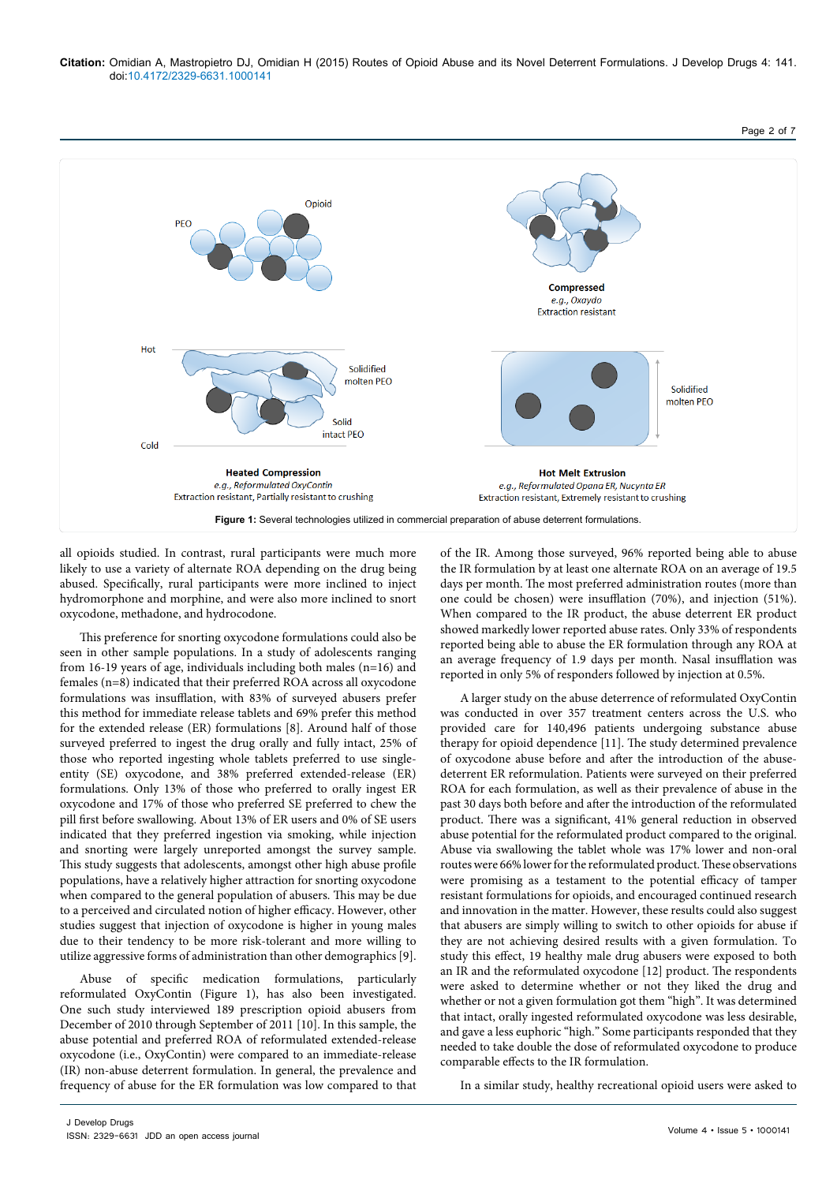Figure 1: Several technologies utilized in commercial preparation of abuse deterrent formulations.

all opioids studied. In contrast, rural participants were much more likely to use a variety of alternate ROA depending on the drug being abused. Specifically, rural participants were more inclined to inject hydromorphone and morphine, and were also more inclined to snort oxycodone, methadone, and hydrocodone.

This preference for snorting oxycodone formulations could also be seen in other sample populations. In a study of adolescents ranging from 16-19 years of age, individuals including both males (n=16) and females (n=8) indicated that their preferred ROA across all oxycodone formulations was insufflation, with 83% of surveyed abusers prefer this method for immediate release tablets and 69% prefer this method for the extended release (ER) formulations [8]. Around half of those surveyed preferred to ingest the drug orally and fully intact, 25% of those who reported ingesting whole tablets preferred to use single-entity (SE) oxycodone, and 38% preferred extended-release (ER) formulations. Only 13% of those who preferred to orally ingest ER oxycodone and 17% of those who preferred SE preferred to chew the pill first before swallowing. About 13% of ER users and 0% of SE users indicated that they preferred ingestion via smoking, while injection and snorting were largely unreported amongst the survey sample. This study suggests that adolescents, amongst other high abuse profile populations, have a relatively higher attraction for snorting oxycodone when compared to the general population of abusers. This may be due to a perceived and circulated notion of higher efficacy. However, other studies suggest that injection of oxycodone is higher in young males due to their tendency to be more risk-tolerant and more willing to utilize aggressive forms of administration than other demographics [9].

Abuse of specific medication formulations, particularly reformulated OxyContin (Figure 1), has also been investigated. One such study interviewed 189 prescription opioid abusers from December of 2010 through September of 2011 [10]. In this sample, the abuse potential and preferred ROA of reformulated extended-release oxycodone (i.e., OxyContin) were compared to an immediate-release (IR) non-abuse deterrent formulation. In general, the prevalence and frequency of abuse for the ER formulation was low compared to that of the IR. Among those surveyed, 96% reported being able to abuse the IR formulation by at least one alternate ROA on an average of 19.5 days per month. The most preferred administration routes (more than one could be chosen) were insufflation (70%), and injection (51%). When compared to the IR product, the abuse deterrent ER product showed markedly lower reported abuse rates. Only 33% of respondents reported being able to abuse the ER formulation through any ROA at an average frequency of 1.9 days per month. Nasal insufflation was reported in only 5% of responders followed by injection at 0.5%.

A larger study on the abuse deterrence of reformulated OxyContin was conducted in over 357 treatment centers across the U.S. who provided care for 140,496 patients undergoing substance abuse therapy for opioid dependence [11]. The study determined prevalence of oxycodone abuse before and after the introduction of the abuse-deterrent ER reformulation. Patients were surveyed on their preferred ROA for each formulation, as well as their prevalence of abuse in the past 30 days both before and after the introduction of the reformulated product. There was a significant, 41% general reduction in observed abuse potential for the reformulated product compared to the original. Abuse via swallowing the tablet whole was 17% lower and non-oral routes were 66% lower for the reformulated product. These observations were promising as a testament to the potential efficacy of tamper resistant formulations for opioids, and encouraged continued research and innovation in the matter. However, these results could also suggest that abusers are simply willing to switch to other opioids for abuse if they are not achieving desired results with a given formulation. To study this effect, 19 healthy male drug abusers were exposed to both an IR and the reformulated oxycodone [12] product. The respondents were asked to determine whether or not they liked the drug and whether or not a given formulation got them "high". It was determined that intact, orally ingested reformulated oxycodone was less desirable, and gave a less euphoric "high." Some participants responded that they needed to take double the dose of reformulated oxycodone to produce comparable effects to the IR formulation.

In a similar study, healthy recreational opioid users were asked to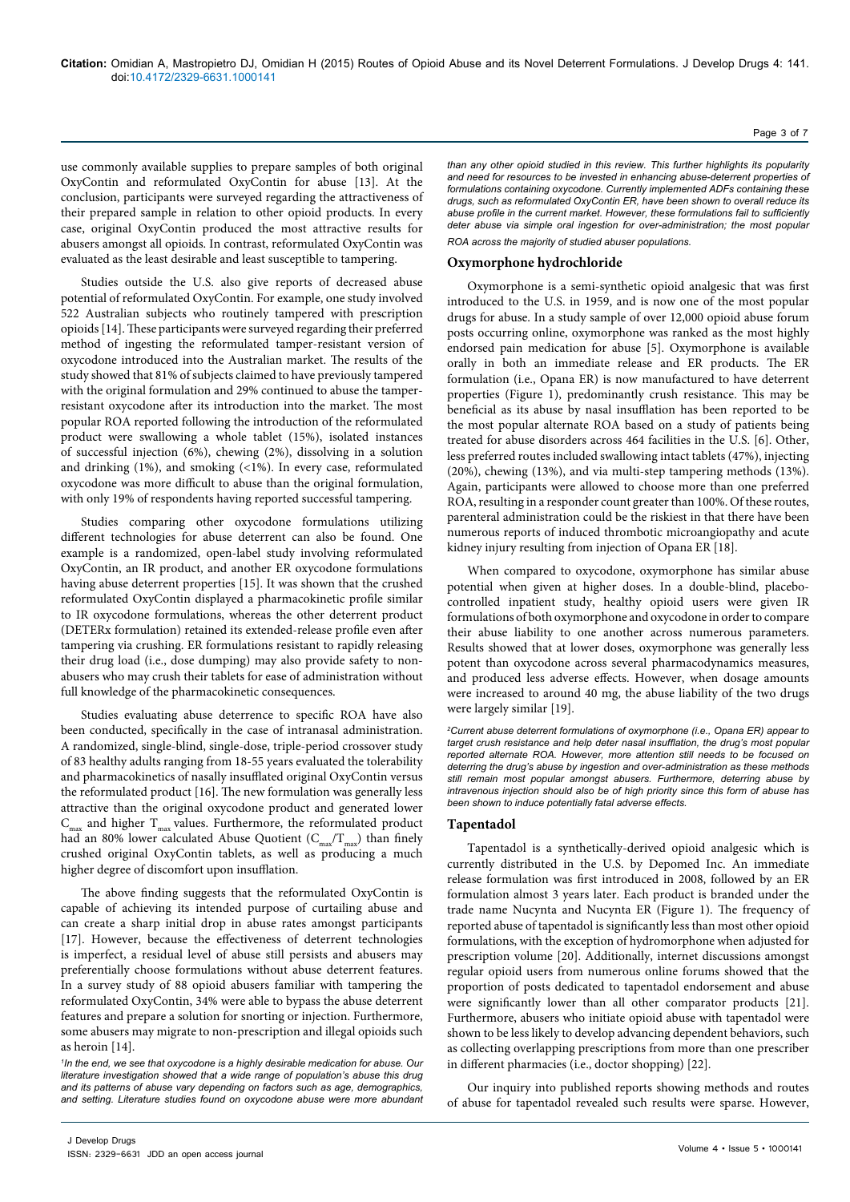use commonly available supplies to prepare samples of both original OxyContin and reformulated OxyContin for abuse [13]. At the conclusion, participants were surveyed regarding the attractiveness of their prepared sample in relation to other opioid products. In every case, original OxyContin produced the most attractive results for abusers amongst all opioids. In contrast, reformulated OxyContin was evaluated as the least desirable and least susceptible to tampering.

Studies outside the U.S. also give reports of decreased abuse potential of reformulated OxyContin. For example, one study involved 522 Australian subjects who routinely tampered with prescription opioids [14]. These participants were surveyed regarding their preferred method of ingesting the reformulated tamper-resistant version of oxycodone introduced into the Australian market. The results of the study showed that 81% of subjects claimed to have previously tampered with the original formulation and 29% continued to abuse the tamper-resistant oxycodone after its introduction into the market. The most popular ROA reported following the introduction of the reformulated product were swallowing a whole tablet (15%), isolated instances of successful injection (6%), chewing (2%), dissolving in a solution and drinking (1%), and smoking (<1%). In every case, reformulated oxycodone was more difficult to abuse than the original formulation, with only 19% of respondents having reported successful tampering.

Studies comparing other oxycodone formulations utilizing different technologies for abuse deterrent can also be found. One example is a randomized, open-label study involving reformulated OxyContin, an IR product, and another ER oxycodone formulations having abuse deterrent properties [15]. It was shown that the crushed reformulated OxyContin displayed a pharmacokinetic profile similar to IR oxycodone formulations, whereas the other deterrent product (DETERx formulation) retained its extended-release profile even after tampering via crushing. ER formulations resistant to rapidly releasing their drug load (i.e., dose dumping) may also provide safety to non-abusers who may crush their tablets for ease of administration without full knowledge of the pharmacokinetic consequences.

Studies evaluating abuse deterrence to specific ROA have also been conducted, specifically in the case of intranasal administration. A randomized, single-blind, single-dose, triple-period crossover study of 83 healthy adults ranging from 18-55 years evaluated the tolerability and pharmacokinetics of nasally insufflated original OxyContin versus the reformulated product [16]. The new formulation was generally less attractive than the original oxycodone product and generated lower $C_{max}$ and higher $T_{max}$ values. Furthermore, the reformulated product had an 80% lower calculated Abuse Quotient ($C_{max}/T_{max}$) than finely crushed original OxyContin tablets, as well as producing a much higher degree of discomfort upon insufflation.

The above finding suggests that the reformulated OxyContin is capable of achieving its intended purpose of curtailing abuse and can create a sharp initial drop in abuse rates amongst participants [17]. However, because the effectiveness of deterrent technologies is imperfect, a residual level of abuse still persists and abusers may preferentially choose formulations without abuse deterrent features. In a survey study of 88 opioid abusers familiar with tampering the reformulated OxyContin, 34% were able to bypass the abuse deterrent features and prepare a solution for snorting or injection. Furthermore, some abusers may migrate to non-prescription and illegal opioids such as heroin [14].

[1]*In the end, we see that oxycodone is a highly desirable medication for abuse. Our literature investigation showed that a wide range of population's abuse this drug and its patterns of abuse vary depending on factors such as age, demographics, and setting. Literature studies found on oxycodone abuse were more abundant than any other opioid studied in this review. This further highlights its popularity and need for resources to be invested in enhancing abuse-deterrent properties of formulations containing oxycodone. Currently implemented ADFs containing these drugs, such as reformulated OxyContin ER, have been shown to overall reduce its abuse profile in the current market. However, these formulations fail to sufficiently deter abuse via simple oral ingestion for over-administration; the most popular ROA across the majority of studied abuser populations.*

## Oxymorphone hydrochloride

Oxymorphone is a semi-synthetic opioid analgesic that was first introduced to the U.S. in 1959, and is now one of the most popular drugs for abuse. In a study sample of over 12,000 opioid abuse forum posts occurring online, oxymorphone was ranked as the most highly endorsed pain medication for abuse [5]. Oxymorphone is available orally in both an immediate release and ER products. The ER formulation (i.e., Opana ER) is now manufactured to have deterrent properties (Figure 1), predominantly crush resistance. This may be beneficial as its abuse by nasal insufflation has been reported to be the most popular alternate ROA based on a study of patients being treated for abuse disorders across 464 facilities in the U.S. [6]. Other, less preferred routes included swallowing intact tablets (47%), injecting (20%), chewing (13%), and via multi-step tampering methods (13%). Again, participants were allowed to choose more than one preferred ROA, resulting in a responder count greater than 100%. Of these routes, parenteral administration could be the riskiest in that there have been numerous reports of induced thrombotic microangiopathy and acute kidney injury resulting from injection of Opana ER [18].

When compared to oxycodone, oxymorphone has similar abuse potential when given at higher doses. In a double-blind, placebo-controlled inpatient study, healthy opioid users were given IR formulations of both oxymorphone and oxycodone in order to compare their abuse liability to one another across numerous parameters. Results showed that at lower doses, oxymorphone was generally less potent than oxycodone across several pharmacodynamics measures, and produced less adverse effects. However, when dosage amounts were increased to around 40 mg, the abuse liability of the two drugs were largely similar [19].

[2]*Current abuse deterrent formulations of oxymorphone (i.e., Opana ER) appear to target crush resistance and help deter nasal insufflation, the drug's most popular reported alternate ROA. However, more attention still needs to be focused on deterring the drug's abuse by ingestion and over-administration as these methods still remain most popular amongst abusers. Furthermore, deterring abuse by intravenous injection should also be of high priority since this form of abuse has been shown to induce potentially fatal adverse effects.*

## Tapentadol

Tapentadol is a synthetically-derived opioid analgesic which is currently distributed in the U.S. by Depomed Inc. An immediate release formulation was first introduced in 2008, followed by an ER formulation almost 3 years later. Each product is branded under the trade name Nucynta and Nucynta ER (Figure 1). The frequency of reported abuse of tapentadol is significantly less than most other opioid formulations, with the exception of hydromorphone when adjusted for prescription volume [20]. Additionally, internet discussions amongst regular opioid users from numerous online forums showed that the proportion of posts dedicated to tapentadol endorsement and abuse were significantly lower than all other comparator products [21]. Furthermore, abusers who initiate opioid abuse with tapentadol were shown to be less likely to develop advancing dependent behaviors, such as collecting overlapping prescriptions from more than one prescriber in different pharmacies (i.e., doctor shopping) [22].

Our inquiry into published reports showing methods and routes of abuse for tapentadol revealed such results were sparse. However,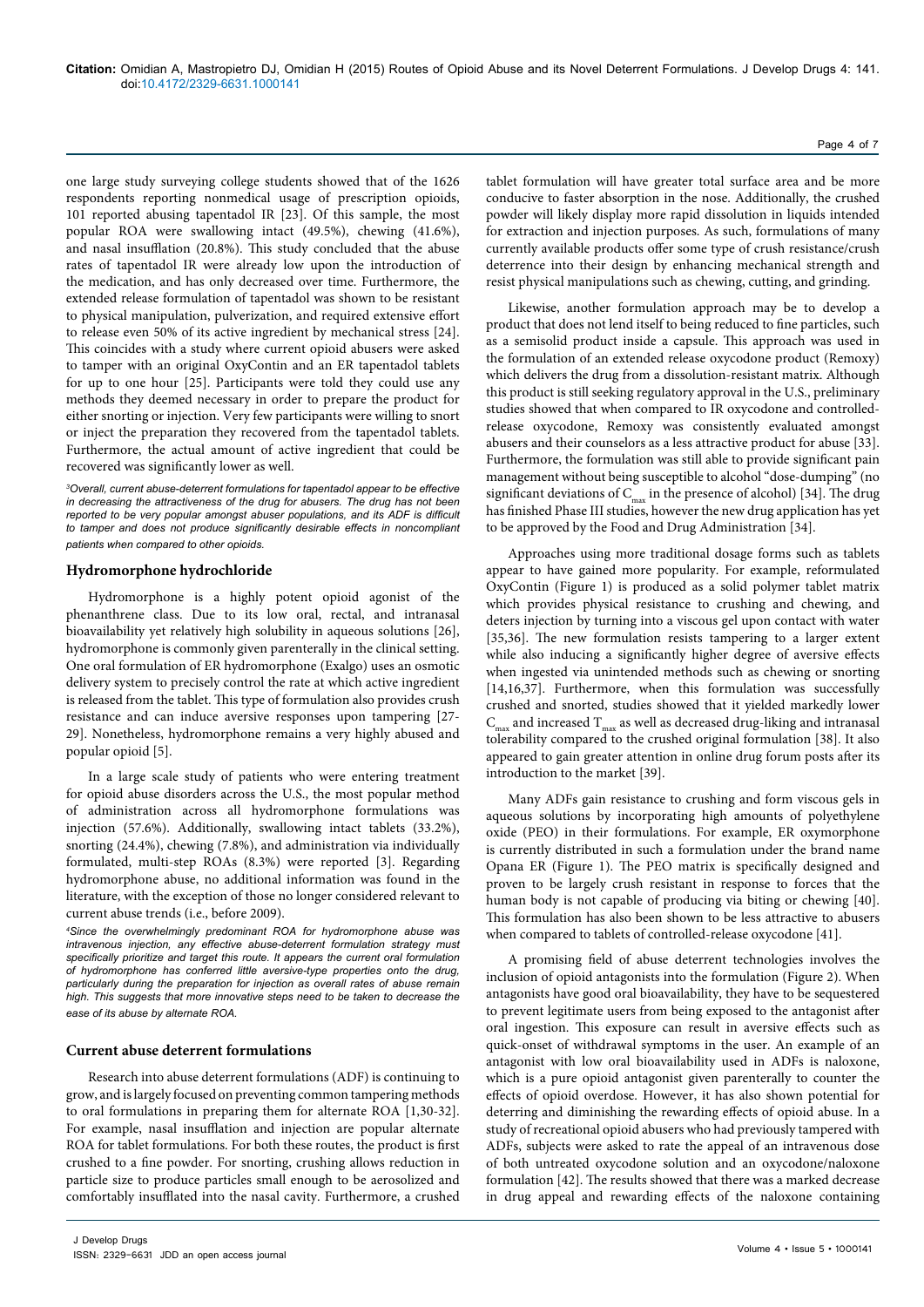one large study surveying college students showed that of the 1626 respondents reporting nonmedical usage of prescription opioids, 101 reported abusing tapentadol IR [23]. Of this sample, the most popular ROA were swallowing intact (49.5%), chewing (41.6%), and nasal insufflation (20.8%). This study concluded that the abuse rates of tapentadol IR were already low upon the introduction of the medication, and has only decreased over time. Furthermore, the extended release formulation of tapentadol was shown to be resistant to physical manipulation, pulverization, and required extensive effort to release even 50% of its active ingredient by mechanical stress [24]. This coincides with a study where current opioid abusers were asked to tamper with an original OxyContin and an ER tapentadol tablets for up to one hour [25]. Participants were told they could use any methods they deemed necessary in order to prepare the product for either snorting or injection. Very few participants were willing to snort or inject the preparation they recovered from the tapentadol tablets. Furthermore, the actual amount of active ingredient that could be recovered was significantly lower as well.

*[3]Overall, current abuse-deterrent formulations for tapentadol appear to be effective in decreasing the attractiveness of the drug for abusers. The drug has not been reported to be very popular amongst abuser populations, and its ADF is difficult to tamper and does not produce significantly desirable effects in noncompliant patients when compared to other opioids.*

## Hydromorphone hydrochloride

Hydromorphone is a highly potent opioid agonist of the phenanthrene class. Due to its low oral, rectal, and intranasal bioavailability yet relatively high solubility in aqueous solutions [26], hydromorphone is commonly given parenterally in the clinical setting. One oral formulation of ER hydromorphone (Exalgo) uses an osmotic delivery system to precisely control the rate at which active ingredient is released from the tablet. This type of formulation also provides crush resistance and can induce aversive responses upon tampering [27-29]. Nonetheless, hydromorphone remains a very highly abused and popular opioid [5].

In a large scale study of patients who were entering treatment for opioid abuse disorders across the U.S., the most popular method of administration across all hydromorphone formulations was injection (57.6%). Additionally, swallowing intact tablets (33.2%), snorting (24.4%), chewing (7.8%), and administration via individually formulated, multi-step ROAs (8.3%) were reported [3]. Regarding hydromorphone abuse, no additional information was found in the literature, with the exception of those no longer considered relevant to current abuse trends (i.e., before 2009).

*[4]Since the overwhelmingly predominant ROA for hydromorphone abuse was intravenous injection, any effective abuse-deterrent formulation strategy must specifically prioritize and target this route. It appears the current oral formulation of hydromorphone has conferred little aversive-type properties onto the drug, particularly during the preparation for injection as overall rates of abuse remain high. This suggests that more innovative steps need to be taken to decrease the ease of its abuse by alternate ROA.*

## Current abuse deterrent formulations

Research into abuse deterrent formulations (ADF) is continuing to grow, and is largely focused on preventing common tampering methods to oral formulations in preparing them for alternate ROA [1,30-32]. For example, nasal insufflation and injection are popular alternate ROA for tablet formulations. For both these routes, the product is first crushed to a fine powder. For snorting, crushing allows reduction in particle size to produce particles small enough to be aerosolized and comfortably insufflated into the nasal cavity. Furthermore, a crushed tablet formulation will have greater total surface area and be more conducive to faster absorption in the nose. Additionally, the crushed powder will likely display more rapid dissolution in liquids intended for extraction and injection purposes. As such, formulations of many currently available products offer some type of crush resistance/crush deterrence into their design by enhancing mechanical strength and resist physical manipulations such as chewing, cutting, and grinding.

Likewise, another formulation approach may be to develop a product that does not lend itself to being reduced to fine particles, such as a semisolid product inside a capsule. This approach was used in the formulation of an extended release oxycodone product (Remoxy) which delivers the drug from a dissolution-resistant matrix. Although this product is still seeking regulatory approval in the U.S., preliminary studies showed that when compared to IR oxycodone and controlled-release oxycodone, Remoxy was consistently evaluated amongst abusers and their counselors as a less attractive product for abuse [33]. Furthermore, the formulation was still able to provide significant pain management without being susceptible to alcohol "dose-dumping" (no significant deviations of $C_{max}$ in the presence of alcohol) [34]. The drug has finished Phase III studies, however the new drug application has yet to be approved by the Food and Drug Administration [34].

Approaches using more traditional dosage forms such as tablets appear to have gained more popularity. For example, reformulated OxyContin (Figure 1) is produced as a solid polymer tablet matrix which provides physical resistance to crushing and chewing, and deters injection by turning into a viscous gel upon contact with water [35,36]. The new formulation resists tampering to a larger extent while also inducing a significantly higher degree of aversive effects when ingested via unintended methods such as chewing or snorting [14,16,37]. Furthermore, when this formulation was successfully crushed and snorted, studies showed that it yielded markedly lower $C_{max}$ and increased $T_{max}$ as well as decreased drug-liking and intranasal tolerability compared to the crushed original formulation [38]. It also appeared to gain greater attention in online drug forum posts after its introduction to the market [39].

Many ADFs gain resistance to crushing and form viscous gels in aqueous solutions by incorporating high amounts of polyethylene oxide (PEO) in their formulations. For example, ER oxymorphone is currently distributed in such a formulation under the brand name Opana ER (Figure 1). The PEO matrix is specifically designed and proven to be largely crush resistant in response to forces that the human body is not capable of producing via biting or chewing [40]. This formulation has also been shown to be less attractive to abusers when compared to tablets of controlled-release oxycodone [41].

A promising field of abuse deterrent technologies involves the inclusion of opioid antagonists into the formulation (Figure 2). When antagonists have good oral bioavailability, they have to be sequestered to prevent legitimate users from being exposed to the antagonist after oral ingestion. This exposure can result in aversive effects such as quick-onset of withdrawal symptoms in the user. An example of an antagonist with low oral bioavailability used in ADFs is naloxone, which is a pure opioid antagonist given parenterally to counter the effects of opioid overdose. However, it has also shown potential for deterring and diminishing the rewarding effects of opioid abuse. In a study of recreational opioid abusers who had previously tampered with ADFs, subjects were asked to rate the appeal of an intravenous dose of both untreated oxycodone solution and an oxycodone/naloxone formulation [42]. The results showed that there was a marked decrease in drug appeal and rewarding effects of the naloxone containing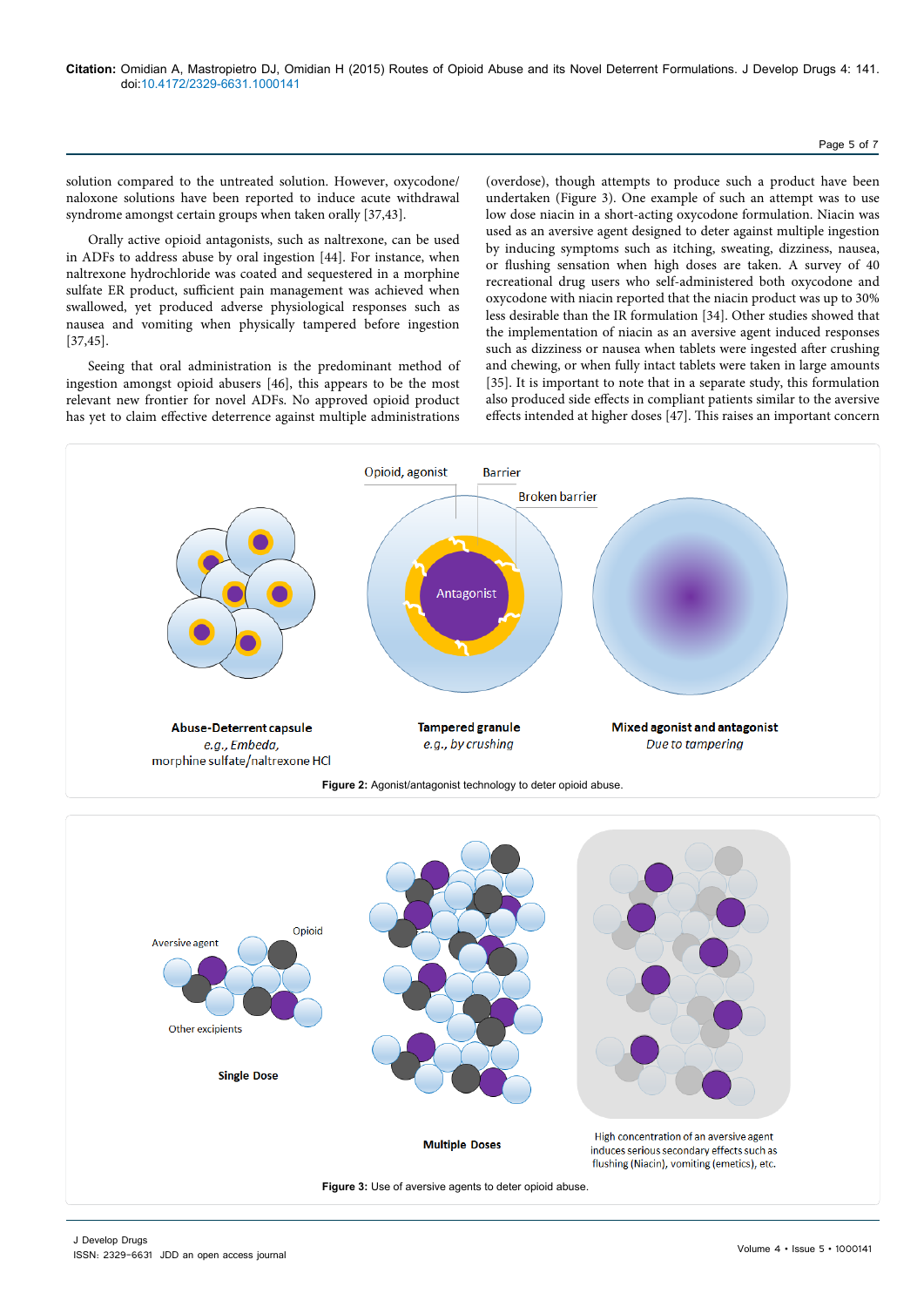solution compared to the untreated solution. However, oxycodone/naloxone solutions have been reported to induce acute withdrawal syndrome amongst certain groups when taken orally [37,43].

Orally active opioid antagonists, such as naltrexone, can be used in ADFs to address abuse by oral ingestion [44]. For instance, when naltrexone hydrochloride was coated and sequestered in a morphine sulfate ER product, sufficient pain management was achieved when swallowed, yet produced adverse physiological responses such as nausea and vomiting when physically tampered before ingestion [37,45].

Seeing that oral administration is the predominant method of ingestion amongst opioid abusers [46], this appears to be the most relevant new frontier for novel ADFs. No approved opioid product has yet to claim effective deterrence against multiple administrations (overdose), though attempts to produce such a product have been undertaken (Figure 3). One example of such an attempt was to use low dose niacin in a short-acting oxycodone formulation. Niacin was used as an aversive agent designed to deter against multiple ingestion by inducing symptoms such as itching, sweating, dizziness, nausea, or flushing sensation when high doses are taken. A survey of 40 recreational drug users who self-administered both oxycodone and oxycodone with niacin reported that the niacin product was up to 30% less desirable than the IR formulation [34]. Other studies showed that the implementation of niacin as an aversive agent induced responses such as dizziness or nausea when tablets were ingested after crushing and chewing, or when fully intact tablets were taken in large amounts [35]. It is important to note that in a separate study, this formulation also produced side effects in compliant patients similar to the aversive effects intended at higher doses [47]. This raises an important concern

**Figure 2:** Agonist/antagonist technology to deter opioid abuse.

**Figure 3:** Use of aversive agents to deter opioid abuse.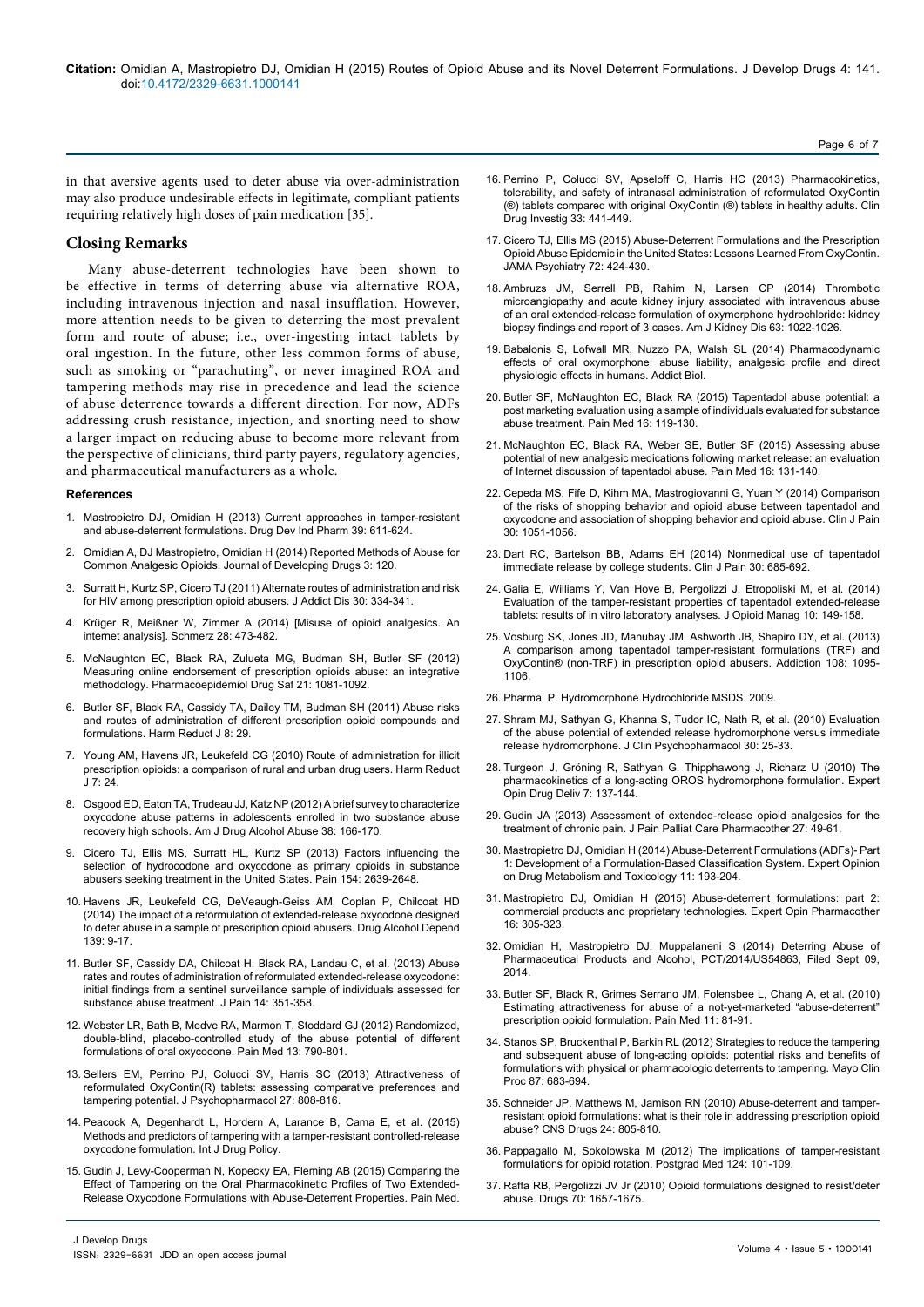in that aversive agents used to deter abuse via over-administration may also produce undesirable effects in legitimate, compliant patients requiring relatively high doses of pain medication [35].

## Closing Remarks

Many abuse-deterrent technologies have been shown to be effective in terms of deterring abuse via alternative ROA, including intravenous injection and nasal insufflation. However, more attention needs to be given to deterring the most prevalent form and route of abuse; i.e., over-ingesting intact tablets by oral ingestion. In the future, other less common forms of abuse, such as smoking or "parachuting", or never imagined ROA and tampering methods may rise in precedence and lead the science of abuse deterrence towards a different direction. For now, ADFs addressing crush resistance, injection, and snorting need to show a larger impact on reducing abuse to become more relevant from the perspective of clinicians, third party payers, regulatory agencies, and pharmaceutical manufacturers as a whole.

### References

1. Mastropietro DJ, Omidian H (2013) Current approaches in tamper-resistant and abuse-deterrent formulations. Drug Dev Ind Pharm 39: 611-624.
2. Omidian A, DJ Mastropietro, Omidian H (2014) Reported Methods of Abuse for Common Analgesic Opioids. Journal of Developing Drugs 3: 120.
3. Surratt H, Kurtz SP, Cicero TJ (2011) Alternate routes of administration and risk for HIV among prescription opioid abusers. J Addict Dis 30: 334-341.
4. Krüger R, Meißner W, Zimmer A (2014) [Misuse of opioid analgesics. An internet analysis]. Schmerz 28: 473-482.
5. McNaughton EC, Black RA, Zulueta MG, Budman SH, Butler SF (2012) Measuring online endorsement of prescription opioids abuse: an integrative methodology. Pharmacoepidemiol Drug Saf 21: 1081-1092.
6. Butler SF, Black RA, Cassidy TA, Dailey TM, Budman SH (2011) Abuse risks and routes of administration of different prescription opioid compounds and formulations. Harm Reduct J 8: 29.
7. Young AM, Havens JR, Leukefeld CG (2010) Route of administration for illicit prescription opioids: a comparison of rural and urban drug users. Harm Reduct J 7: 24.
8. Osgood ED, Eaton TA, Trudeau JJ, Katz NP (2012) A brief survey to characterize oxycodone abuse patterns in adolescents enrolled in two substance abuse recovery high schools. Am J Drug Alcohol Abuse 38: 166-170.
9. Cicero TJ, Ellis MS, Surratt HL, Kurtz SP (2013) Factors influencing the selection of hydrocodone and oxycodone as primary opioids in substance abusers seeking treatment in the United States. Pain 154: 2639-2648.
10. Havens JR, Leukefeld CG, DeVeaugh-Geiss AM, Coplan P, Chilcoat HD (2014) The impact of a reformulation of extended-release oxycodone designed to deter abuse in a sample of prescription opioid abusers. Drug Alcohol Depend 139: 9-17.
11. Butler SF, Cassidy DA, Chilcoat H, Black RA, Landau C, et al. (2013) Abuse rates and routes of administration of reformulated extended-release oxycodone: initial findings from a sentinel surveillance sample of individuals assessed for substance abuse treatment. J Pain 14: 351-358.
12. Webster LR, Bath B, Medve RA, Marmon T, Stoddard GJ (2012) Randomized, double-blind, placebo-controlled study of the abuse potential of different formulations of oral oxycodone. Pain Med 13: 790-801.
13. Sellers EM, Perrino PJ, Colucci SV, Harris SC (2013) Attractiveness of reformulated OxyContin(R) tablets: assessing comparative preferences and tampering potential. J Psychopharmacol 27: 808-816.
14. Peacock A, Degenhardt L, Hordern A, Larance B, Cama E, et al. (2015) Methods and predictors of tampering with a tamper-resistant controlled-release oxycodone formulation. Int J Drug Policy.
15. Gudin J, Levy-Cooperman N, Kopecky EA, Fleming AB (2015) Comparing the Effect of Tampering on the Oral Pharmacokinetic Profiles of Two Extended-Release Oxycodone Formulations with Abuse-Deterrent Properties. Pain Med.
16. Perrino P, Colucci SV, Apseloff C, Harris HC (2013) Pharmacokinetics, tolerability, and safety of intranasal administration of reformulated OxyContin (®) tablets compared with original OxyContin (®) tablets in healthy adults. Clin Drug Investig 33: 441-449.
17. Cicero TJ, Ellis MS (2015) Abuse-Deterrent Formulations and the Prescription Opioid Abuse Epidemic in the United States: Lessons Learned From OxyContin. JAMA Psychiatry 72: 424-430.
18. Ambruzs JM, Serrell PB, Rahim N, Larsen CP (2014) Thrombotic microangiopathy and acute kidney injury associated with intravenous abuse of an oral extended-release formulation of oxymorphone hydrochloride: kidney biopsy findings and report of 3 cases. Am J Kidney Dis 63: 1022-1026.
19. Babalonis S, Lofwall MR, Nuzzo PA, Walsh SL (2014) Pharmacodynamic effects of oral oxymorphone: abuse liability, analgesic profile and direct physiologic effects in humans. Addict Biol.
20. Butler SF, McNaughton EC, Black RA (2015) Tapentadol abuse potential: a post marketing evaluation using a sample of individuals evaluated for substance abuse treatment. Pain Med 16: 119-130.
21. McNaughton EC, Black RA, Weber SE, Butler SF (2015) Assessing abuse potential of new analgesic medications following market release: an evaluation of Internet discussion of tapentadol abuse. Pain Med 16: 131-140.
22. Cepeda MS, Fife D, Kihm MA, Mastrogiovanni G, Yuan Y (2014) Comparison of the risks of shopping behavior and opioid abuse between tapentadol and oxycodone and association of shopping behavior and opioid abuse. Clin J Pain 30: 1051-1056.
23. Dart RC, Bartelson BB, Adams EH (2014) Nonmedical use of tapentadol immediate release by college students. Clin J Pain 30: 685-692.
24. Galia E, Williams Y, Van Hove B, Pergolizzi J, Etropoliski M, et al. (2014) Evaluation of the tamper-resistant properties of tapentadol extended-release tablets: results of in vitro laboratory analyses. J Opioid Manag 10: 149-158.
25. Vosburg SK, Jones JD, Manubay JM, Ashworth JB, Shapiro DY, et al. (2013) A comparison among tapentadol tamper-resistant formulations (TRF) and OxyContin® (non-TRF) in prescription opioid abusers. Addiction 108: 1095-1106.
26. Pharma, P. Hydromorphone Hydrochloride MSDS. 2009.
27. Shram MJ, Sathyan G, Khanna S, Tudor IC, Nath R, et al. (2010) Evaluation of the abuse potential of extended release hydromorphone versus immediate release hydromorphone. J Clin Psychopharmacol 30: 25-33.
28. Turgeon J, Gröning R, Sathyan G, Thipphawong J, Richarz U (2010) The pharmacokinetics of a long-acting OROS hydromorphone formulation. Expert Opin Drug Deliv 7: 137-144.
29. Gudin JA (2013) Assessment of extended-release opioid analgesics for the treatment of chronic pain. J Pain Palliat Care Pharmacother 27: 49-61.
30. Mastropietro DJ, Omidian H (2014) Abuse-Deterrent Formulations (ADFs)- Part 1: Development of a Formulation-Based Classification System. Expert Opinion on Drug Metabolism and Toxicology 11: 193-204.
31. Mastropietro DJ, Omidian H (2015) Abuse-deterrent formulations: part 2: commercial products and proprietary technologies. Expert Opin Pharmacother 16: 305-323.
32. Omidian H, Mastropietro DJ, Muppalaneni S (2014) Deterring Abuse of Pharmaceutical Products and Alcohol, PCT/2014/US54863, Filed Sept 09, 2014.
33. Butler SF, Black R, Grimes Serrano JM, Folensbee L, Chang A, et al. (2010) Estimating attractiveness for abuse of a not-yet-marketed "abuse-deterrent" prescription opioid formulation. Pain Med 11: 81-91.
34. Stanos SP, Bruckenthal P, Barkin RL (2012) Strategies to reduce the tampering and subsequent abuse of long-acting opioids: potential risks and benefits of formulations with physical or pharmacologic deterrents to tampering. Mayo Clin Proc 87: 683-694.
35. Schneider JP, Matthews M, Jamison RN (2010) Abuse-deterrent and tamper-resistant opioid formulations: what is their role in addressing prescription opioid abuse? CNS Drugs 24: 805-810.
36. Pappagallo M, Sokolowska M (2012) The implications of tamper-resistant formulations for opioid rotation. Postgrad Med 124: 101-109.
37. Raffa RB, Pergolizzi JV Jr (2010) Opioid formulations designed to resist/deter abuse. Drugs 70: 1657-1675.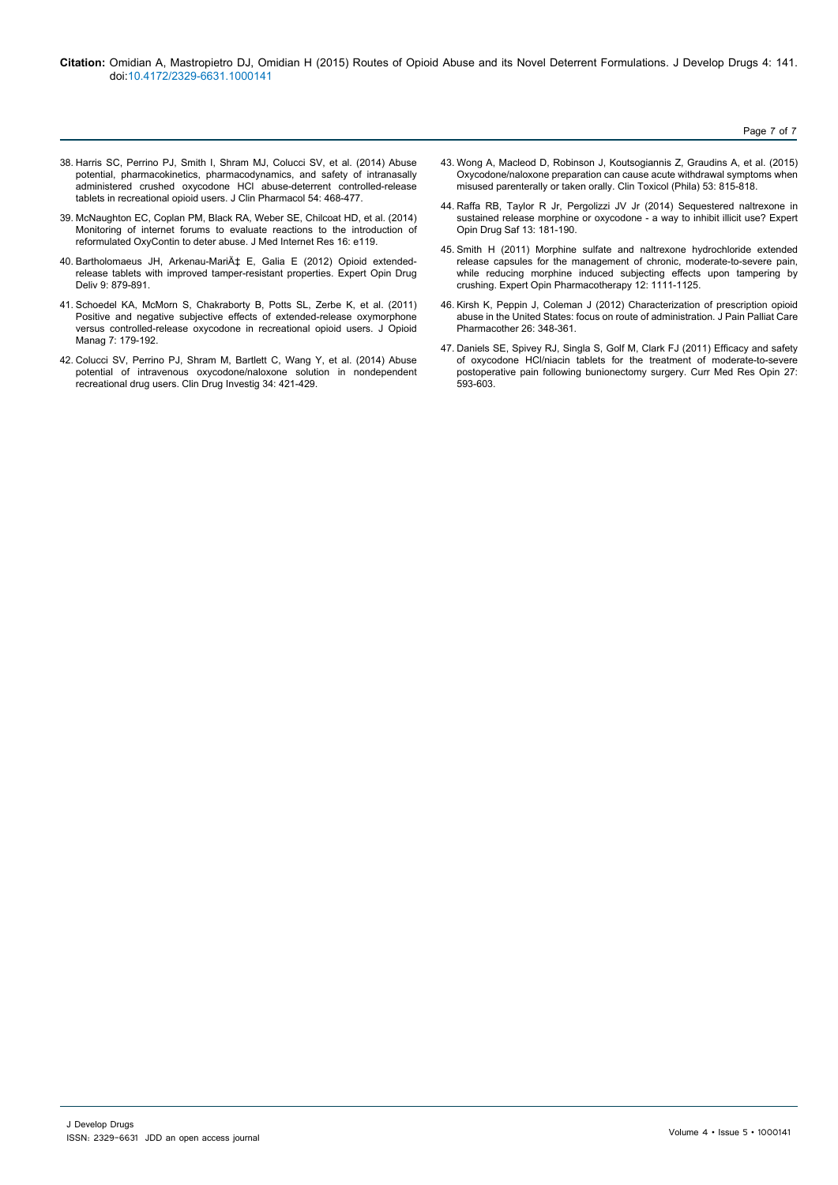38. Harris SC, Perrino PJ, Smith I, Shram MJ, Colucci SV, et al. (2014) Abuse potential, pharmacokinetics, pharmacodynamics, and safety of intranasally administered crushed oxycodone HCl abuse-deterrent controlled-release tablets in recreational opioid users. J Clin Pharmacol 54: 468-477.

39. McNaughton EC, Coplan PM, Black RA, Weber SE, Chilcoat HD, et al. (2014) Monitoring of internet forums to evaluate reactions to the introduction of reformulated OxyContin to deter abuse. J Med Internet Res 16: e119.

40. Bartholomaeus JH, Arkenau-MariÄ‡ E, Galia E (2012) Opioid extended-release tablets with improved tamper-resistant properties. Expert Opin Drug Deliv 9: 879-891.

41. Schoedel KA, McMorn S, Chakraborty B, Potts SL, Zerbe K, et al. (2011) Positive and negative subjective effects of extended-release oxymorphone versus controlled-release oxycodone in recreational opioid users. J Opioid Manag 7: 179-192.

42. Colucci SV, Perrino PJ, Shram M, Bartlett C, Wang Y, et al. (2014) Abuse potential of intravenous oxycodone/naloxone solution in nondependent recreational drug users. Clin Drug Investig 34: 421-429.

43. Wong A, Macleod D, Robinson J, Koutsogiannis Z, Graudins A, et al. (2015) Oxycodone/naloxone preparation can cause acute withdrawal symptoms when misused parenterally or taken orally. Clin Toxicol (Phila) 53: 815-818.

44. Raffa RB, Taylor R Jr, Pergolizzi JV Jr (2014) Sequestered naltrexone in sustained release morphine or oxycodone - a way to inhibit illicit use? Expert Opin Drug Saf 13: 181-190.

45. Smith H (2011) Morphine sulfate and naltrexone hydrochloride extended release capsules for the management of chronic, moderate-to-severe pain, while reducing morphine induced subjecting effects upon tampering by crushing. Expert Opin Pharmacotherapy 12: 1111-1125.

46. Kirsh K, Peppin J, Coleman J (2012) Characterization of prescription opioid abuse in the United States: focus on route of administration. J Pain Palliat Care Pharmacother 26: 348-361.

47. Daniels SE, Spivey RJ, Singla S, Golf M, Clark FJ (2011) Efficacy and safety of oxycodone HCl/niacin tablets for the treatment of moderate-to-severe postoperative pain following bunionectomy surgery. Curr Med Res Opin 27: 593-603.